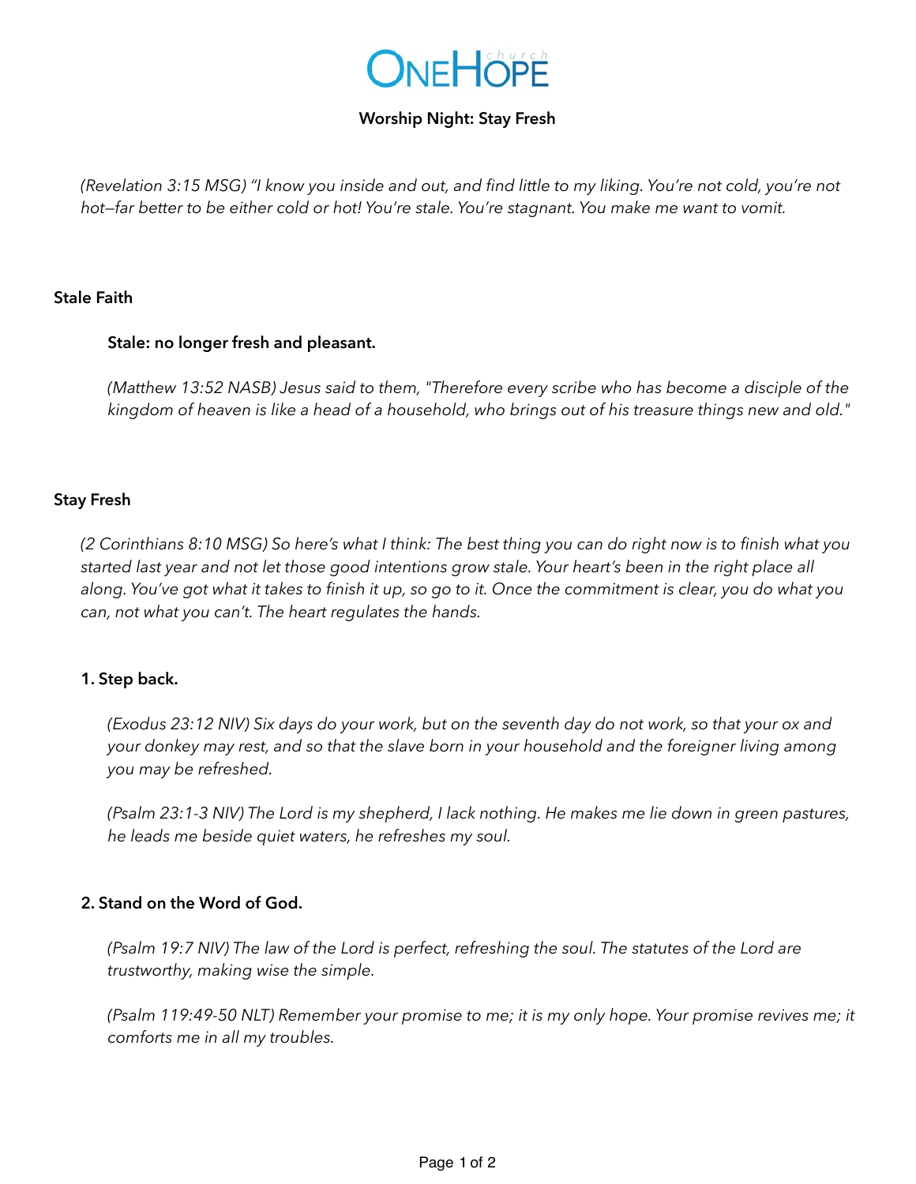# OneHope church

## Worship Night: Stay Fresh

*(Revelation 3:15 MSG) "I know you inside and out, and find little to my liking. You're not cold, you're not hot—far better to be either cold or hot! You're stale. You're stagnant. You make me want to vomit.*

### Stale Faith

**Stale: no longer fresh and pleasant.**

*(Matthew 13:52 NASB) Jesus said to them, "Therefore every scribe who has become a disciple of the kingdom of heaven is like a head of a household, who brings out of his treasure things new and old."*

### Stay Fresh

*(2 Corinthians 8:10 MSG) So here's what I think: The best thing you can do right now is to finish what you started last year and not let those good intentions grow stale. Your heart's been in the right place all along. You've got what it takes to finish it up, so go to it. Once the commitment is clear, you do what you can, not what you can't. The heart regulates the hands.*

#### 1. Step back.

*(Exodus 23:12 NIV) Six days do your work, but on the seventh day do not work, so that your ox and your donkey may rest, and so that the slave born in your household and the foreigner living among you may be refreshed.*

*(Psalm 23:1-3 NIV) The Lord is my shepherd, I lack nothing. He makes me lie down in green pastures, he leads me beside quiet waters, he refreshes my soul.*

#### 2. Stand on the Word of God.

*(Psalm 19:7 NIV) The law of the Lord is perfect, refreshing the soul. The statutes of the Lord are trustworthy, making wise the simple.*

*(Psalm 119:49-50 NLT) Remember your promise to me; it is my only hope. Your promise revives me; it comforts me in all my troubles.*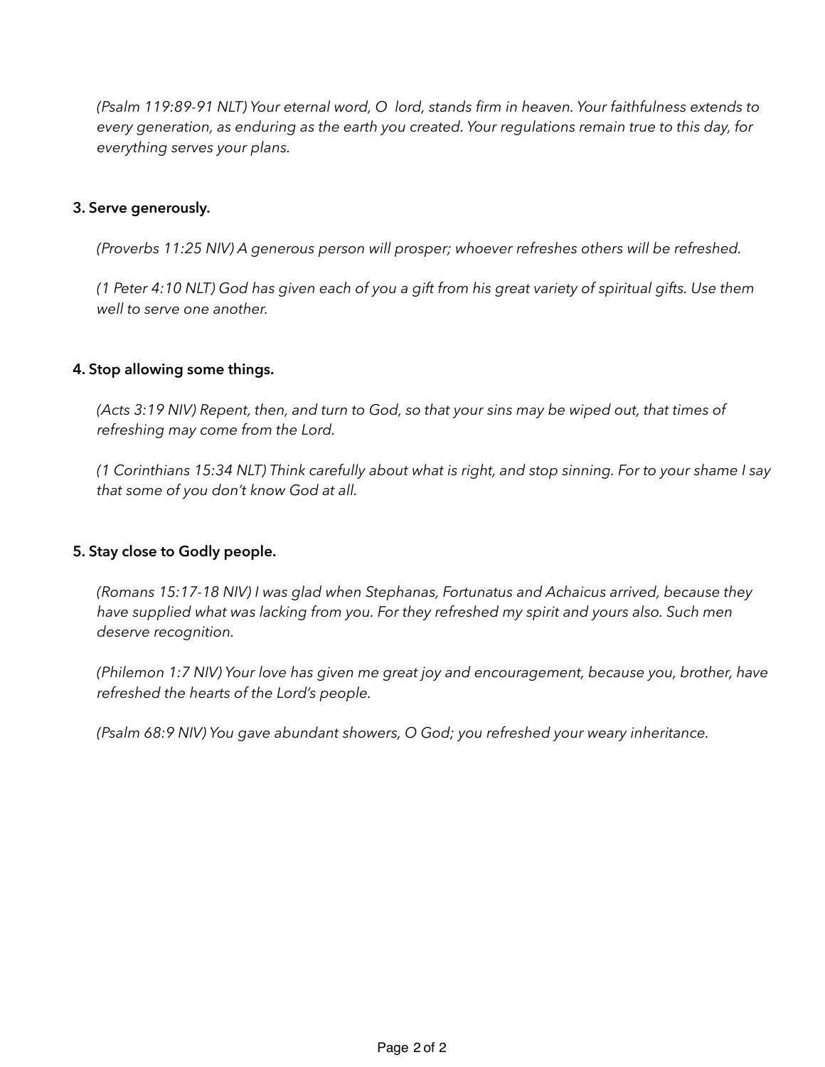*(Psalm 119:89-91 NLT) Your eternal word, O  lord, stands firm in heaven. Your faithfulness extends to every generation, as enduring as the earth you created. Your regulations remain true to this day, for everything serves your plans.*

**3. Serve generously.**

*(Proverbs 11:25 NIV) A generous person will prosper; whoever refreshes others will be refreshed.*

*(1 Peter 4:10 NLT) God has given each of you a gift from his great variety of spiritual gifts. Use them well to serve one another.*

**4. Stop allowing some things.**

*(Acts 3:19 NIV) Repent, then, and turn to God, so that your sins may be wiped out, that times of refreshing may come from the Lord.*

*(1 Corinthians 15:34 NLT) Think carefully about what is right, and stop sinning. For to your shame I say that some of you don't know God at all.*

**5. Stay close to Godly people.**

*(Romans 15:17-18 NIV) I was glad when Stephanas, Fortunatus and Achaicus arrived, because they have supplied what was lacking from you. For they refreshed my spirit and yours also. Such men deserve recognition.*

*(Philemon 1:7 NIV) Your love has given me great joy and encouragement, because you, brother, have refreshed the hearts of the Lord's people.*

*(Psalm 68:9 NIV) You gave abundant showers, O God; you refreshed your weary inheritance.*